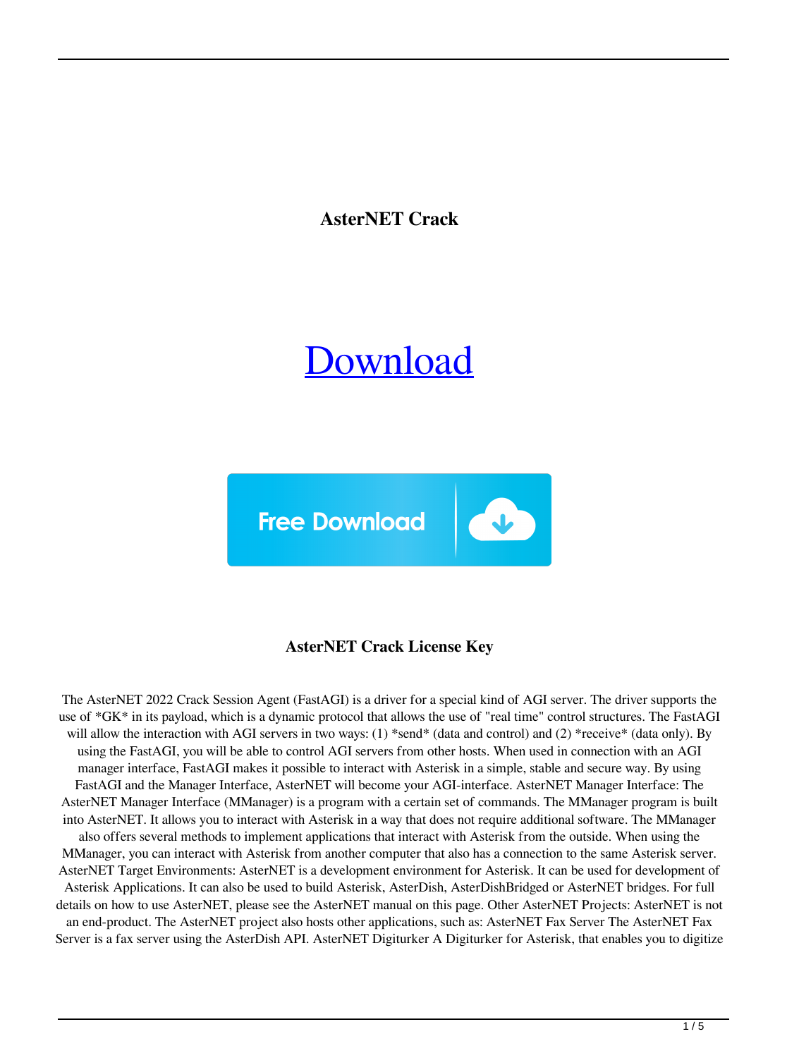**AsterNET Crack**

# Download

Free Download

### AsterNET Crack License Key

The AsterNET 2022 Crack Session Agent (FastAGI) is a driver for a special kind of AGI server. The driver supports the use of *GK* in its payload, which is a dynamic protocol that allows the use of "real time" control structures. The FastAGI will allow the interaction with AGI servers in two ways: (1) *send* (data and control) and (2) *receive* (data only). By using the FastAGI, you will be able to control AGI servers from other hosts. When used in connection with an AGI manager interface, FastAGI makes it possible to interact with Asterisk in a simple, stable and secure way. By using FastAGI and the Manager Interface, AsterNET will become your AGI-interface. AsterNET Manager Interface: The AsterNET Manager Interface (MManager) is a program with a certain set of commands. The MManager program is built into AsterNET. It allows you to interact with Asterisk in a way that does not require additional software. The MManager also offers several methods to implement applications that interact with Asterisk from the outside. When using the MManager, you can interact with Asterisk from another computer that also has a connection to the same Asterisk server. AsterNET Target Environments: AsterNET is a development environment for Asterisk. It can be used for development of Asterisk Applications. It can also be used to build Asterisk, AsterDish, AsterDishBridged or AsterNET bridges. For full details on how to use AsterNET, please see the AsterNET manual on this page. Other AsterNET Projects: AsterNET is not an end-product. The AsterNET project also hosts other applications, such as: AsterNET Fax Server The AsterNET Fax Server is a fax server using the AsterDish API. AsterNET Digiturker A Digiturker for Asterisk, that enables you to digitize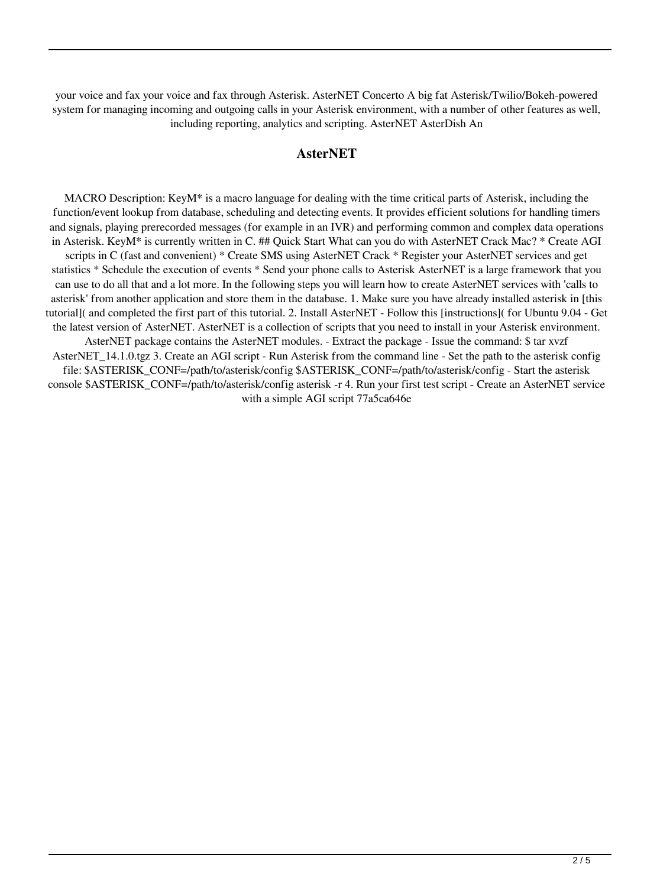your voice and fax your voice and fax through Asterisk. AsterNET Concerto A big fat Asterisk/Twilio/Bokeh-powered system for managing incoming and outgoing calls in your Asterisk environment, with a number of other features as well, including reporting, analytics and scripting. AsterNET AsterDish An

## AsterNET

MACRO Description: KeyM* is a macro language for dealing with the time critical parts of Asterisk, including the function/event lookup from database, scheduling and detecting events. It provides efficient solutions for handling timers and signals, playing prerecorded messages (for example in an IVR) and performing common and complex data operations in Asterisk. KeyM* is currently written in C. ## Quick Start What can you do with AsterNET Crack Mac? * Create AGI scripts in C (fast and convenient) * Create SMS using AsterNET Crack * Register your AsterNET services and get statistics * Schedule the execution of events * Send your phone calls to Asterisk AsterNET is a large framework that you can use to do all that and a lot more. In the following steps you will learn how to create AsterNET services with 'calls to asterisk' from another application and store them in the database. 1. Make sure you have already installed asterisk in [this tutorial]( and completed the first part of this tutorial. 2. Install AsterNET - Follow this [instructions]( for Ubuntu 9.04 - Get the latest version of AsterNET. AsterNET is a collection of scripts that you need to install in your Asterisk environment. AsterNET package contains the AsterNET modules. - Extract the package - Issue the command: $ tar xvzf AsterNET_14.1.0.tgz 3. Create an AGI script - Run Asterisk from the command line - Set the path to the asterisk config file: $ASTERISK_CONF=/path/to/asterisk/config $ASTERISK_CONF=/path/to/asterisk/config - Start the asterisk console $ASTERISK_CONF=/path/to/asterisk/config asterisk -r 4. Run your first test script - Create an AsterNET service with a simple AGI script 77a5ca646e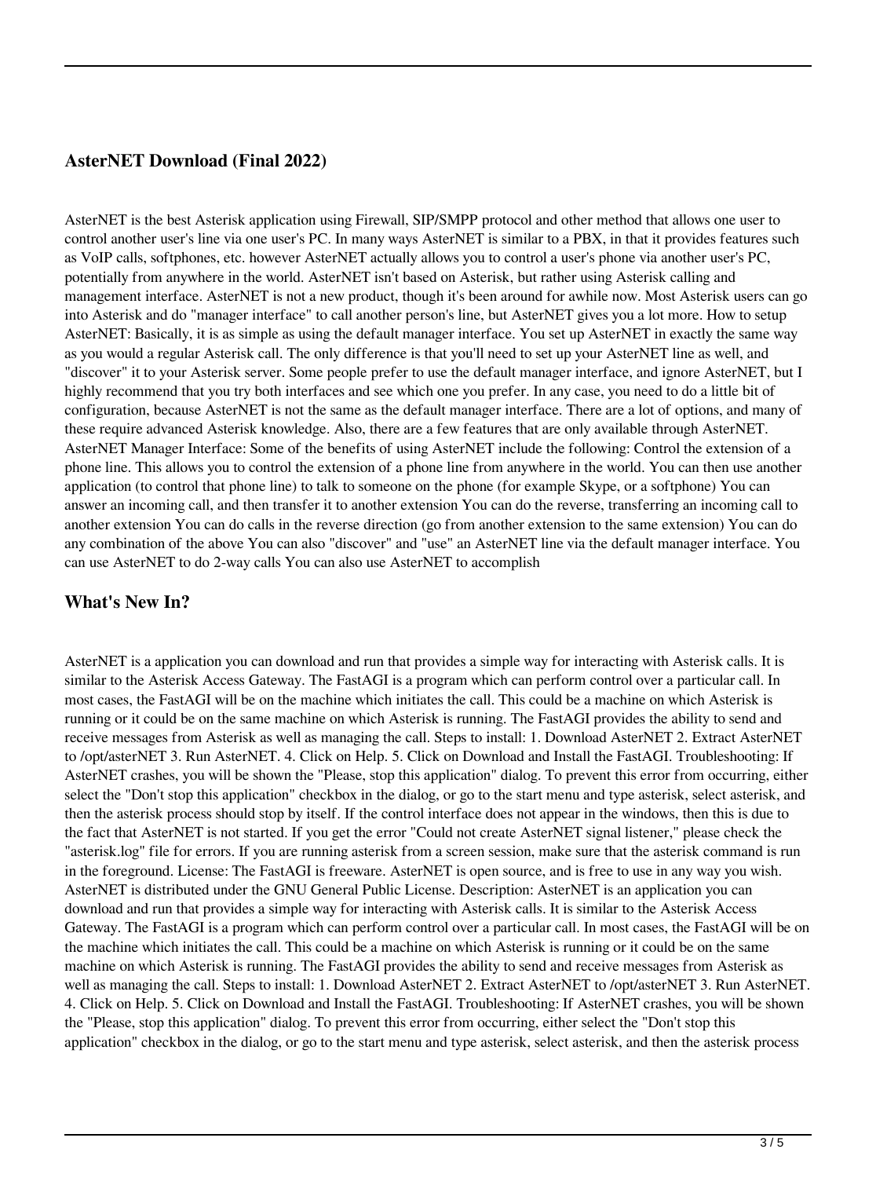### AsterNET Download (Final 2022)

AsterNET is the best Asterisk application using Firewall, SIP/SMPP protocol and other method that allows one user to control another user's line via one user's PC. In many ways AsterNET is similar to a PBX, in that it provides features such as VoIP calls, softphones, etc. however AsterNET actually allows you to control a user's phone via another user's PC, potentially from anywhere in the world. AsterNET isn't based on Asterisk, but rather using Asterisk calling and management interface. AsterNET is not a new product, though it's been around for awhile now. Most Asterisk users can go into Asterisk and do "manager interface" to call another person's line, but AsterNET gives you a lot more. How to setup AsterNET: Basically, it is as simple as using the default manager interface. You set up AsterNET in exactly the same way as you would a regular Asterisk call. The only difference is that you'll need to set up your AsterNET line as well, and "discover" it to your Asterisk server. Some people prefer to use the default manager interface, and ignore AsterNET, but I highly recommend that you try both interfaces and see which one you prefer. In any case, you need to do a little bit of configuration, because AsterNET is not the same as the default manager interface. There are a lot of options, and many of these require advanced Asterisk knowledge. Also, there are a few features that are only available through AsterNET. AsterNET Manager Interface: Some of the benefits of using AsterNET include the following: Control the extension of a phone line. This allows you to control the extension of a phone line from anywhere in the world. You can then use another application (to control that phone line) to talk to someone on the phone (for example Skype, or a softphone) You can answer an incoming call, and then transfer it to another extension You can do the reverse, transferring an incoming call to another extension You can do calls in the reverse direction (go from another extension to the same extension) You can do any combination of the above You can also "discover" and "use" an AsterNET line via the default manager interface. You can use AsterNET to do 2-way calls You can also use AsterNET to accomplish

### What's New In?

AsterNET is a application you can download and run that provides a simple way for interacting with Asterisk calls. It is similar to the Asterisk Access Gateway. The FastAGI is a program which can perform control over a particular call. In most cases, the FastAGI will be on the machine which initiates the call. This could be a machine on which Asterisk is running or it could be on the same machine on which Asterisk is running. The FastAGI provides the ability to send and receive messages from Asterisk as well as managing the call. Steps to install: 1. Download AsterNET 2. Extract AsterNET to /opt/asterNET 3. Run AsterNET. 4. Click on Help. 5. Click on Download and Install the FastAGI. Troubleshooting: If AsterNET crashes, you will be shown the "Please, stop this application" dialog. To prevent this error from occurring, either select the "Don't stop this application" checkbox in the dialog, or go to the start menu and type asterisk, select asterisk, and then the asterisk process should stop by itself. If the control interface does not appear in the windows, then this is due to the fact that AsterNET is not started. If you get the error "Could not create AsterNET signal listener," please check the "asterisk.log" file for errors. If you are running asterisk from a screen session, make sure that the asterisk command is run in the foreground. License: The FastAGI is freeware. AsterNET is open source, and is free to use in any way you wish. AsterNET is distributed under the GNU General Public License. Description: AsterNET is an application you can download and run that provides a simple way for interacting with Asterisk calls. It is similar to the Asterisk Access Gateway. The FastAGI is a program which can perform control over a particular call. In most cases, the FastAGI will be on the machine which initiates the call. This could be a machine on which Asterisk is running or it could be on the same machine on which Asterisk is running. The FastAGI provides the ability to send and receive messages from Asterisk as well as managing the call. Steps to install: 1. Download AsterNET 2. Extract AsterNET to /opt/asterNET 3. Run AsterNET. 4. Click on Help. 5. Click on Download and Install the FastAGI. Troubleshooting: If AsterNET crashes, you will be shown the "Please, stop this application" dialog. To prevent this error from occurring, either select the "Don't stop this application" checkbox in the dialog, or go to the start menu and type asterisk, select asterisk, and then the asterisk process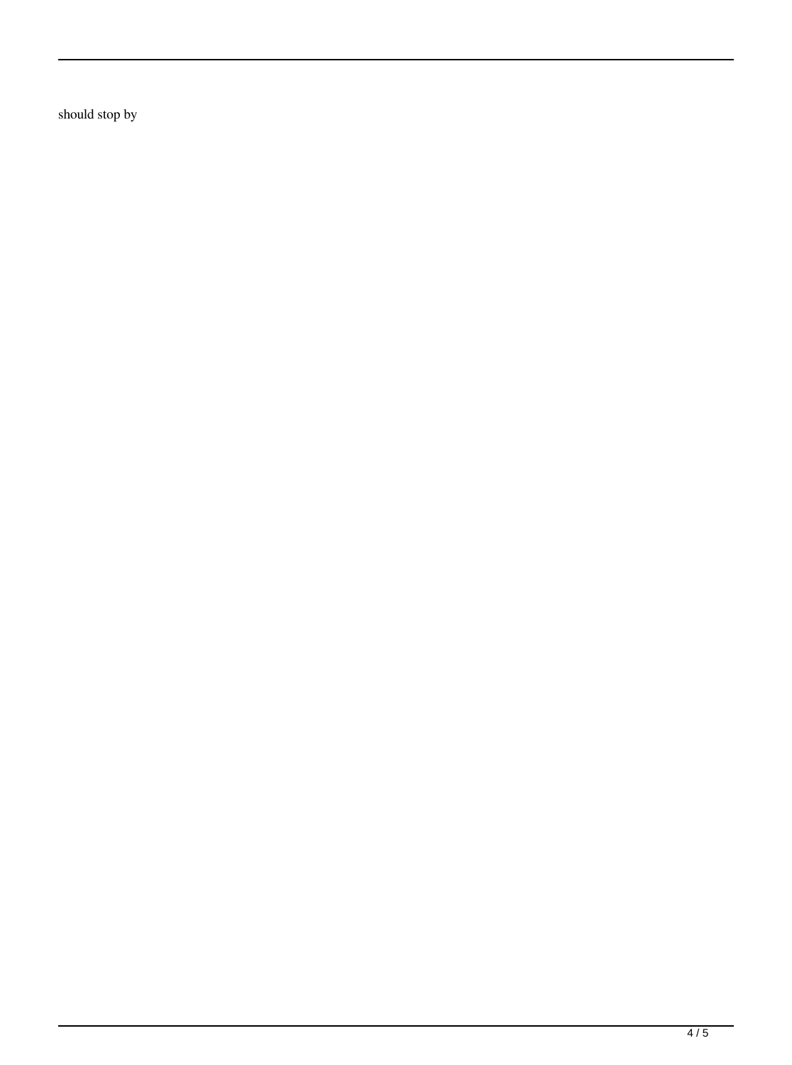should stop by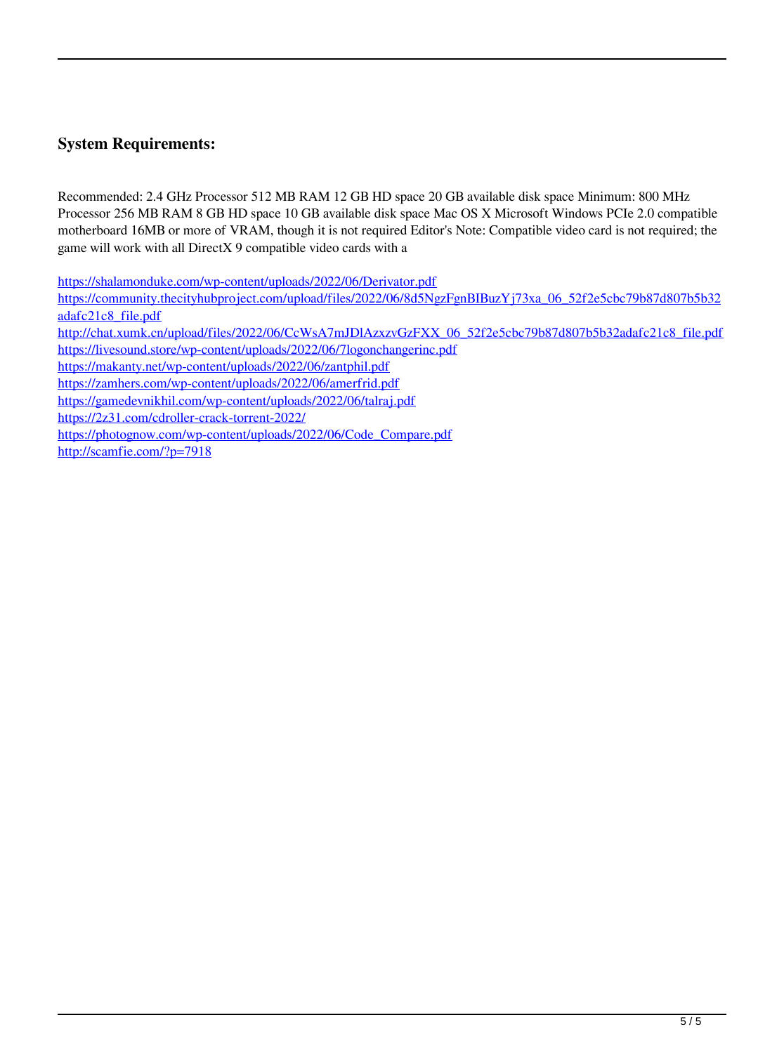## System Requirements:

Recommended: 2.4 GHz Processor 512 MB RAM 12 GB HD space 20 GB available disk space Minimum: 800 MHz Processor 256 MB RAM 8 GB HD space 10 GB available disk space Mac OS X Microsoft Windows PCIe 2.0 compatible motherboard 16MB or more of VRAM, though it is not required Editor's Note: Compatible video card is not required; the game will work with all DirectX 9 compatible video cards with a

https://shalamonduke.com/wp-content/uploads/2022/06/Derivator.pdf
https://community.thecityhubproject.com/upload/files/2022/06/8d5NgzFgnBIBuzYj73xa_06_52f2e5cbc79b87d807b5b32adafc21c8_file.pdf
http://chat.xumk.cn/upload/files/2022/06/CcWsA7mJDlAzxzvGzFXX_06_52f2e5cbc79b87d807b5b32adafc21c8_file.pdf
https://livesound.store/wp-content/uploads/2022/06/7logonchangerinc.pdf
https://makanty.net/wp-content/uploads/2022/06/zantphil.pdf
https://zamhers.com/wp-content/uploads/2022/06/amerfrid.pdf
https://gamedevnikhil.com/wp-content/uploads/2022/06/talraj.pdf
https://2z31.com/cdroller-crack-torrent-2022/
https://photognow.com/wp-content/uploads/2022/06/Code_Compare.pdf
http://scamfie.com/?p=7918